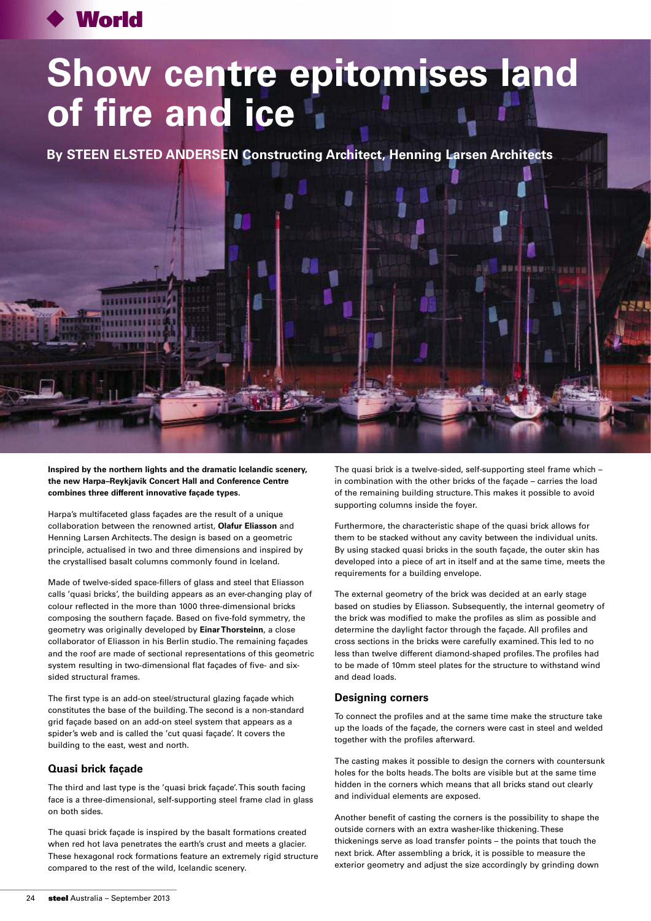# Show centre epitomises land of fire and ice

**By STEEN ELSTED ANDERSEN Constructing Architect, Henning Larsen Architects**

**Inspired by the northern lights and the dramatic Icelandic scenery, the new Harpa–Reykjavik Concert Hall and Conference Centre combines three different innovative façade types.**

Harpa's multifaceted glass façades are the result of a unique collaboration between the renowned artist, **Olafur Eliasson** and Henning Larsen Architects. The design is based on a geometric principle, actualised in two and three dimensions and inspired by the crystallised basalt columns commonly found in Iceland.

Made of twelve-sided space-fillers of glass and steel that Eliasson calls 'quasi bricks', the building appears as an ever-changing play of colour reflected in the more than 1000 three-dimensional bricks composing the southern façade. Based on five-fold symmetry, the geometry was originally developed by **Einar Thorsteinn**, a close collaborator of Eliasson in his Berlin studio. The remaining façades and the roof are made of sectional representations of this geometric system resulting in two-dimensional flat façades of five- and six-sided structural frames.

The first type is an add-on steel/structural glazing façade which constitutes the base of the building. The second is a non-standard grid façade based on an add-on steel system that appears as a spider's web and is called the 'cut quasi façade'. It covers the building to the east, west and north.

## Quasi brick façade

The third and last type is the 'quasi brick façade'. This south facing face is a three-dimensional, self-supporting steel frame clad in glass on both sides.

The quasi brick façade is inspired by the basalt formations created when red hot lava penetrates the earth's crust and meets a glacier. These hexagonal rock formations feature an extremely rigid structure compared to the rest of the wild, Icelandic scenery.

The quasi brick is a twelve-sided, self-supporting steel frame which – in combination with the other bricks of the façade – carries the load of the remaining building structure. This makes it possible to avoid supporting columns inside the foyer.

Furthermore, the characteristic shape of the quasi brick allows for them to be stacked without any cavity between the individual units. By using stacked quasi bricks in the south façade, the outer skin has developed into a piece of art in itself and at the same time, meets the requirements for a building envelope.

The external geometry of the brick was decided at an early stage based on studies by Eliasson. Subsequently, the internal geometry of the brick was modified to make the profiles as slim as possible and determine the daylight factor through the façade. All profiles and cross sections in the bricks were carefully examined. This led to no less than twelve different diamond-shaped profiles. The profiles had to be made of 10mm steel plates for the structure to withstand wind and dead loads.

## Designing corners

To connect the profiles and at the same time make the structure take up the loads of the façade, the corners were cast in steel and welded together with the profiles afterward.

The casting makes it possible to design the corners with countersunk holes for the bolts heads. The bolts are visible but at the same time hidden in the corners which means that all bricks stand out clearly and individual elements are exposed.

Another benefit of casting the corners is the possibility to shape the outside corners with an extra washer-like thickening. These thickenings serve as load transfer points – the points that touch the next brick. After assembling a brick, it is possible to measure the exterior geometry and adjust the size accordingly by grinding down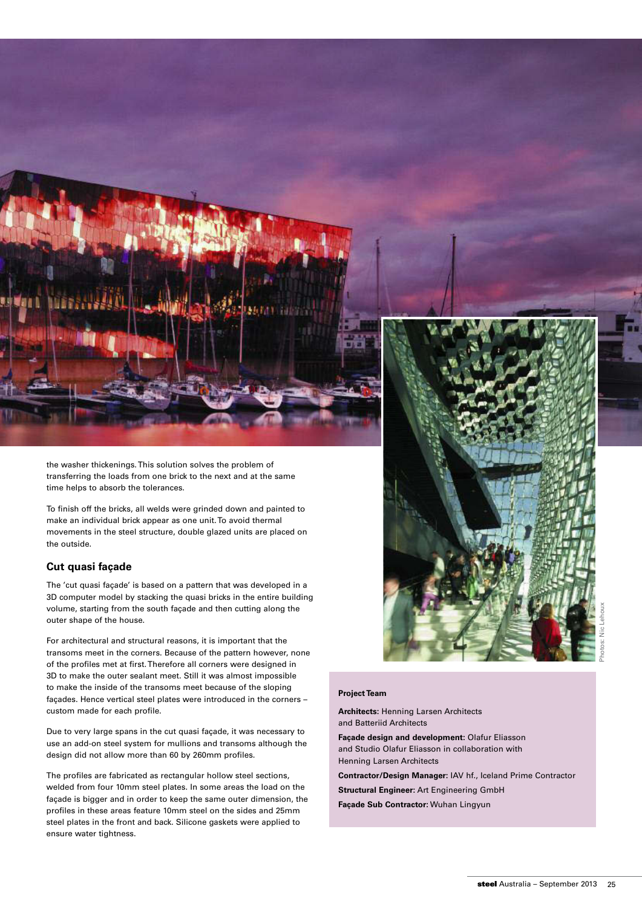the washer thickenings. This solution solves the problem of transferring the loads from one brick to the next and at the same time helps to absorb the tolerances.

To finish off the bricks, all welds were grinded down and painted to make an individual brick appear as one unit. To avoid thermal movements in the steel structure, double glazed units are placed on the outside.

## Cut quasi façade

The 'cut quasi façade' is based on a pattern that was developed in a 3D computer model by stacking the quasi bricks in the entire building volume, starting from the south façade and then cutting along the outer shape of the house.

For architectural and structural reasons, it is important that the transoms meet in the corners. Because of the pattern however, none of the profiles met at first. Therefore all corners were designed in 3D to make the outer sealant meet. Still it was almost impossible to make the inside of the transoms meet because of the sloping façades. Hence vertical steel plates were introduced in the corners – custom made for each profile.

Due to very large spans in the cut quasi façade, it was necessary to use an add-on steel system for mullions and transoms although the design did not allow more than 60 by 260mm profiles.

The profiles are fabricated as rectangular hollow steel sections, welded from four 10mm steel plates. In some areas the load on the façade is bigger and in order to keep the same outer dimension, the profiles in these areas feature 10mm steel on the sides and 25mm steel plates in the front and back. Silicone gaskets were applied to ensure water tightness.

Photos: Nic Lehoux

**Project Team**

**Architects:** Henning Larsen Architects and Batteriid Architects

**Façade design and development:** Olafur Eliasson and Studio Olafur Eliasson in collaboration with Henning Larsen Architects

**Contractor/Design Manager:** IAV hf., Iceland Prime Contractor

**Structural Engineer:** Art Engineering GmbH

**Façade Sub Contractor:** Wuhan Lingyun